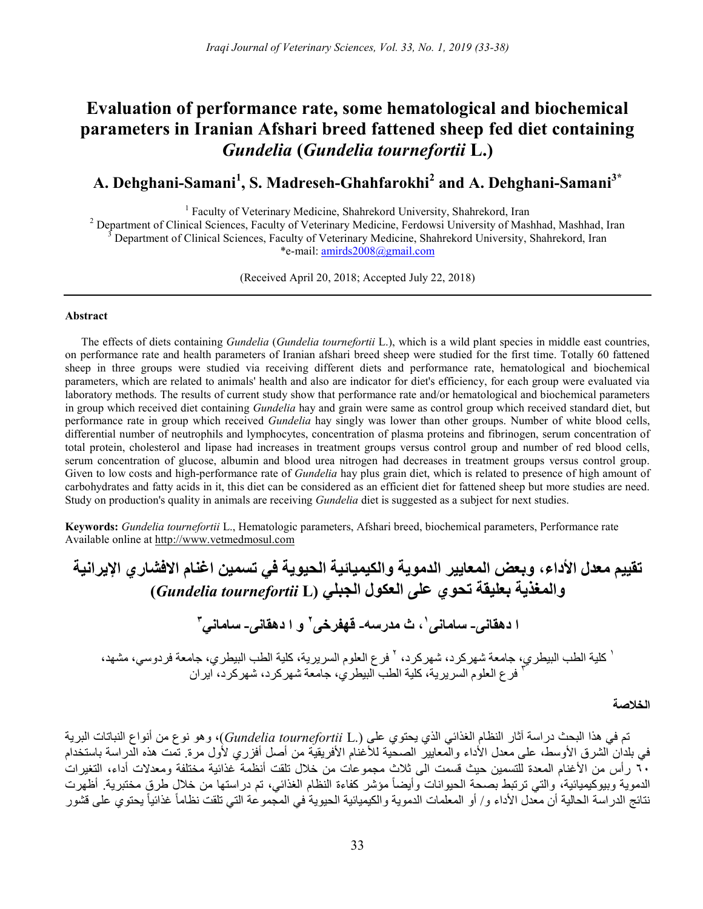# Evaluation of performance rate, some hematological and biochemical parameters in Iranian Afshari breed fattened sheep fed diet containing *Gundelia* (*Gundelia tournefortii* L.)

## A. Dehghani-Samani[1], S. Madreseh-Ghahfarokhi[2] and A. Dehghani-Samani[3*]

[1] Faculty of Veterinary Medicine, Shahrekord University, Shahrekord, Iran
[2] Department of Clinical Sciences, Faculty of Veterinary Medicine, Ferdowsi University of Mashhad, Mashhad, Iran
[3] Department of Clinical Sciences, Faculty of Veterinary Medicine, Shahrekord University, Shahrekord, Iran
*e-mail: amirds2008@gmail.com

(Received April 20, 2018; Accepted July 22, 2018)

---

**Abstract**

The effects of diets containing *Gundelia* (*Gundelia tournefortii* L.), which is a wild plant species in middle east countries, on performance rate and health parameters of Iranian afshari breed sheep were studied for the first time. Totally 60 fattened sheep in three groups were studied via receiving different diets and performance rate, hematological and biochemical parameters, which are related to animals' health and also are indicator for diet's efficiency, for each group were evaluated via laboratory methods. The results of current study show that performance rate and/or hematological and biochemical parameters in group which received diet containing *Gundelia* hay and grain were same as control group which received standard diet, but performance rate in group which received *Gundelia* hay singly was lower than other groups. Number of white blood cells, differential number of neutrophils and lymphocytes, concentration of plasma proteins and fibrinogen, serum concentration of total protein, cholesterol and lipase had increases in treatment groups versus control group and number of red blood cells, serum concentration of glucose, albumin and blood urea nitrogen had decreases in treatment groups versus control group. Given to low costs and high-performance rate of *Gundelia* hay plus grain diet, which is related to presence of high amount of carbohydrates and fatty acids in it, this diet can be considered as an efficient diet for fattened sheep but more studies are need. Study on production's quality in animals are receiving *Gundelia* diet is suggested as a subject for next studies.

**Keywords:** *Gundelia tournefortii* L., Hematologic parameters, Afshari breed, biochemical parameters, Performance rate
Available online at http://www.vetmedmosul.com

# تقييم معدل الأداء، وبعض المعايير الدموية والكيميائية الحيوية في تسمين اغنام الافشاري الإيرانية والمغذية بعليقة تحوي على العكول الجبلي (*Gundelia tournefortii* L)

## ا دهقاني- ساماني[١]، ث مدرسه- قهفرخي[٢] و ا دهقاني- ساماني[٣]

[١] كلية الطب البيطري، جامعة شهركرد، شهركرد، [٢] فرع العلوم السريرية، كلية الطب البيطري، جامعة فردوسي، مشهد، [٣] فرع العلوم السريرية، كلية الطب البيطري، جامعة شهركرد، شهركرد، ايران

**الخلاصة**

تم في هذا البحث دراسة آثار النظام الغذائي الذي يحتوي على (*Gundelia tournefortii* L.)، وهو نوع من أنواع النباتات البرية في بلدان الشرق الأوسط، على معدل الأداء والمعايير الصحية للأغنام الأفريقية من أصل أفزري لأول مرة. تمت هذه الدراسة باستخدام ٦٠ رأس من الأغنام المعدة للتسمين حيث قسمت الى ثلاث مجموعات من خلال تلقت أنظمة غذائية مختلفة ومعدلات أداء، التغيرات الدموية وبيوكيميائية، والتي ترتبط بصحة الحيوانات وأيضاً مؤشر كفاءة النظام الغذائي، تم دراستها من خلال طرق مختبرية. أظهرت نتائج الدراسة الحالية أن معدل الأداء و/ أو المعلمات الدموية والكيميائية الحيوية في المجموعة التي تلقت نظاماً غذائياً يحتوي على قشور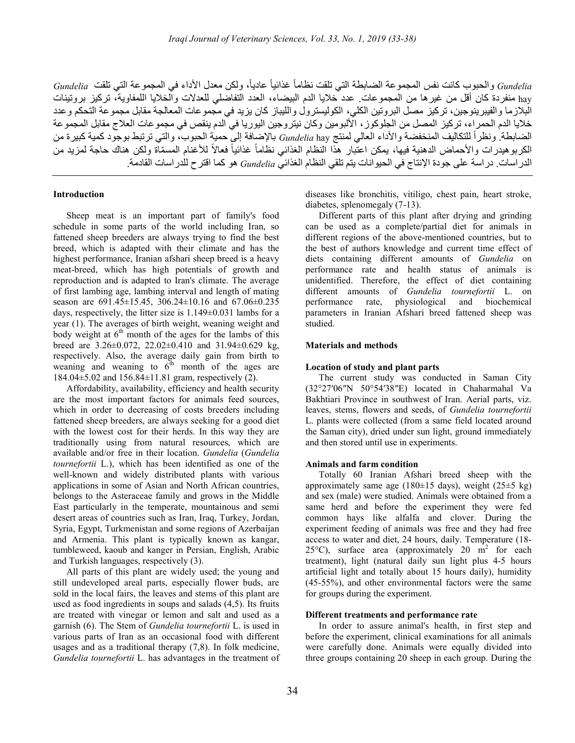*Gundelia* والحبوب كانت نفس المجموعة الضابطة التي تلقت نظاماً غذائياً عادياً، ولكن معدل الأداء في المجموعة التي تلقت *Gundelia* hay منفردة كان أقل من غيرها من المجموعات. عدد خلايا الدم البيضاء، العدد التفاضلي للعدلات والخلايا اللمفاوية، تركيز بروتينات البلازما والفيبرينوجين، تركيز مصل البروتين الكلي، الكوليسترول والليباز كان يزيد في مجموعات المعالجة مقابل مجموعة التحكم وعدد خلايا الدم الحمراء، تركيز المصل من الجلوكوز، الألبومين وكان نيتروجين اليوريا في الدم ينقص في مجموعات العلاج مقابل المجموعة الضابطة. ونظراً للتكاليف المنخفضة والأداء العالي لمنتج *Gundelia* hay بالإضافة إلى حمية الحبوب، والتي ترتبط بوجود كمية كبيرة من الكربوهيدرات والأحماض الدهنية فيها، يمكن اعتبار هذا النظام الغذائي نظاماً غذائياً فعالاً للأغنام المسمّاة ولكن هناك حاجة لمزيد من الدراسات. دراسة على جودة الإنتاج في الحيوانات يتم تلقي النظام الغذائي *Gundelia* هو كما اقترح للدراسات القادمة.

## Introduction

Sheep meat is an important part of family's food schedule in some parts of the world including Iran, so fattened sheep breeders are always trying to find the best breed, which is adapted with their climate and has the highest performance, Iranian afshari sheep breed is a heavy meat-breed, which has high potentials of growth and reproduction and is adapted to Iran's climate. The average of first lambing age, lambing interval and length of mating season are 691.45±15.45, 306.24±10.16 and 67.06±0.235 days, respectively, the litter size is 1.149±0.031 lambs for a year (1). The averages of birth weight, weaning weight and body weight at $6^{th}$ month of the ages for the lambs of this breed are 3.26±0.072, 22.02±0.410 and 31.94±0.629 kg, respectively. Also, the average daily gain from birth to weaning and weaning to $6^{th}$ month of the ages are 184.04±5.02 and 156.84±11.81 gram, respectively (2).

Affordability, availability, efficiency and health security are the most important factors for animals feed sources, which in order to decreasing of costs breeders including fattened sheep breeders, are always seeking for a good diet with the lowest cost for their herds. In this way they are traditionally using from natural resources, which are available and/or free in their location. *Gundelia* (*Gundelia tournefortii* L.), which has been identified as one of the well-known and widely distributed plants with various applications in some of Asian and North African countries, belongs to the Asteraceae family and grows in the Middle East particularly in the temperate, mountainous and semi desert areas of countries such as Iran, Iraq, Turkey, Jordan, Syria, Egypt, Turkmenistan and some regions of Azerbaijan and Armenia. This plant is typically known as kangar, tumbleweed, kaoub and kanger in Persian, English, Arabic and Turkish languages, respectively (3).

All parts of this plant are widely used; the young and still undeveloped areal parts, especially flower buds, are sold in the local fairs, the leaves and stems of this plant are used as food ingredients in soups and salads (4,5). Its fruits are treated with vinegar or lemon and salt and used as a garnish (6). The Stem of *Gundelia tournefortii* L. is used in various parts of Iran as an occasional food with different usages and as a traditional therapy (7,8). In folk medicine, *Gundelia tournefortii* L. has advantages in the treatment of diseases like bronchitis, vitiligo, chest pain, heart stroke, diabetes, splenomegaly (7-13).

Different parts of this plant after drying and grinding can be used as a complete/partial diet for animals in different regions of the above-mentioned countries, but to the best of authors knowledge and current time effect of diets containing different amounts of *Gundelia* on performance rate and health status of animals is unidentified. Therefore, the effect of diet containing different amounts of *Gundelia tournefortii* L. on performance rate, physiological and biochemical parameters in Iranian Afshari breed fattened sheep was studied.

## Materials and methods

### Location of study and plant parts

The current study was conducted in Saman City (32°27′06″N 50°54′38″E) located in Chaharmahal Va Bakhtiari Province in southwest of Iran. Aerial parts, viz. leaves, stems, flowers and seeds, of *Gundelia tournefortii* L. plants were collected (from a same field located around the Saman city), dried under sun light, ground immediately and then stored until use in experiments.

### Animals and farm condition

Totally 60 Iranian Afshari breed sheep with the approximately same age (180±15 days), weight (25±5 kg) and sex (male) were studied. Animals were obtained from a same herd and before the experiment they were fed common hays like alfalfa and clover. During the experiment feeding of animals was free and they had free access to water and diet, 24 hours, daily. Temperature (18-25°C), surface area (approximately 20 $m^2$ for each treatment), light (natural daily sun light plus 4-5 hours artificial light and totally about 15 hours daily), humidity (45-55%), and other environmental factors were the same for groups during the experiment.

### Different treatments and performance rate

In order to assure animal's health, in first step and before the experiment, clinical examinations for all animals were carefully done. Animals were equally divided into three groups containing 20 sheep in each group. During the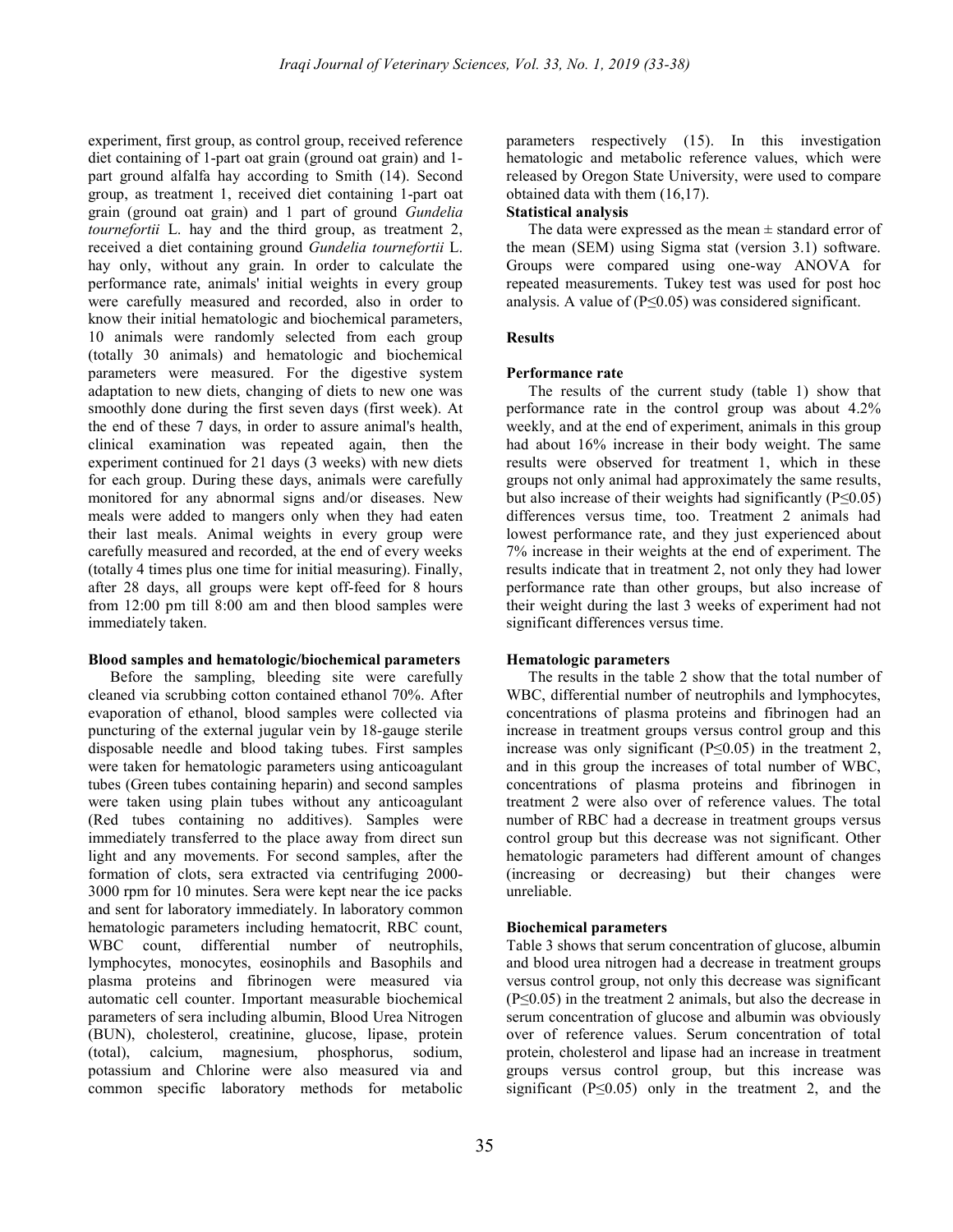experiment, first group, as control group, received reference diet containing of 1-part oat grain (ground oat grain) and 1-part ground alfalfa hay according to Smith (14). Second group, as treatment 1, received diet containing 1-part oat grain (ground oat grain) and 1 part of ground *Gundelia tournefortii* L. hay and the third group, as treatment 2, received a diet containing ground *Gundelia tournefortii* L. hay only, without any grain. In order to calculate the performance rate, animals' initial weights in every group were carefully measured and recorded, also in order to know their initial hematologic and biochemical parameters, 10 animals were randomly selected from each group (totally 30 animals) and hematologic and biochemical parameters were measured. For the digestive system adaptation to new diets, changing of diets to new one was smoothly done during the first seven days (first week). At the end of these 7 days, in order to assure animal's health, clinical examination was repeated again, then the experiment continued for 21 days (3 weeks) with new diets for each group. During these days, animals were carefully monitored for any abnormal signs and/or diseases. New meals were added to mangers only when they had eaten their last meals. Animal weights in every group were carefully measured and recorded, at the end of every weeks (totally 4 times plus one time for initial measuring). Finally, after 28 days, all groups were kept off-feed for 8 hours from 12:00 pm till 8:00 am and then blood samples were immediately taken.

**Blood samples and hematologic/biochemical parameters**

Before the sampling, bleeding site were carefully cleaned via scrubbing cotton contained ethanol 70%. After evaporation of ethanol, blood samples were collected via puncturing of the external jugular vein by 18-gauge sterile disposable needle and blood taking tubes. First samples were taken for hematologic parameters using anticoagulant tubes (Green tubes containing heparin) and second samples were taken using plain tubes without any anticoagulant (Red tubes containing no additives). Samples were immediately transferred to the place away from direct sun light and any movements. For second samples, after the formation of clots, sera extracted via centrifuging 2000-3000 rpm for 10 minutes. Sera were kept near the ice packs and sent for laboratory immediately. In laboratory common hematologic parameters including hematocrit, RBC count, WBC count, differential number of neutrophils, lymphocytes, monocytes, eosinophils and Basophils and plasma proteins and fibrinogen were measured via automatic cell counter. Important measurable biochemical parameters of sera including albumin, Blood Urea Nitrogen (BUN), cholesterol, creatinine, glucose, lipase, protein (total), calcium, magnesium, phosphorus, sodium, potassium and Chlorine were also measured via and common specific laboratory methods for metabolic parameters respectively (15). In this investigation hematologic and metabolic reference values, which were released by Oregon State University, were used to compare obtained data with them (16,17).

**Statistical analysis**

The data were expressed as the mean ± standard error of the mean (SEM) using Sigma stat (version 3.1) software. Groups were compared using one-way ANOVA for repeated measurements. Tukey test was used for post hoc analysis. A value of ($P \leq 0.05$) was considered significant.

## Results

**Performance rate**

The results of the current study (table 1) show that performance rate in the control group was about 4.2% weekly, and at the end of experiment, animals in this group had about 16% increase in their body weight. The same results were observed for treatment 1, which in these groups not only animal had approximately the same results, but also increase of their weights had significantly ($P \leq 0.05$) differences versus time, too. Treatment 2 animals had lowest performance rate, and they just experienced about 7% increase in their weights at the end of experiment. The results indicate that in treatment 2, not only they had lower performance rate than other groups, but also increase of their weight during the last 3 weeks of experiment had not significant differences versus time.

**Hematologic parameters**

The results in the table 2 show that the total number of WBC, differential number of neutrophils and lymphocytes, concentrations of plasma proteins and fibrinogen had an increase in treatment groups versus control group and this increase was only significant ($P \leq 0.05$) in the treatment 2, and in this group the increases of total number of WBC, concentrations of plasma proteins and fibrinogen in treatment 2 were also over of reference values. The total number of RBC had a decrease in treatment groups versus control group but this decrease was not significant. Other hematologic parameters had different amount of changes (increasing or decreasing) but their changes were unreliable.

**Biochemical parameters**

Table 3 shows that serum concentration of glucose, albumin and blood urea nitrogen had a decrease in treatment groups versus control group, not only this decrease was significant ($P \leq 0.05$) in the treatment 2 animals, but also the decrease in serum concentration of glucose and albumin was obviously over of reference values. Serum concentration of total protein, cholesterol and lipase had an increase in treatment groups versus control group, but this increase was significant ($P \leq 0.05$) only in the treatment 2, and the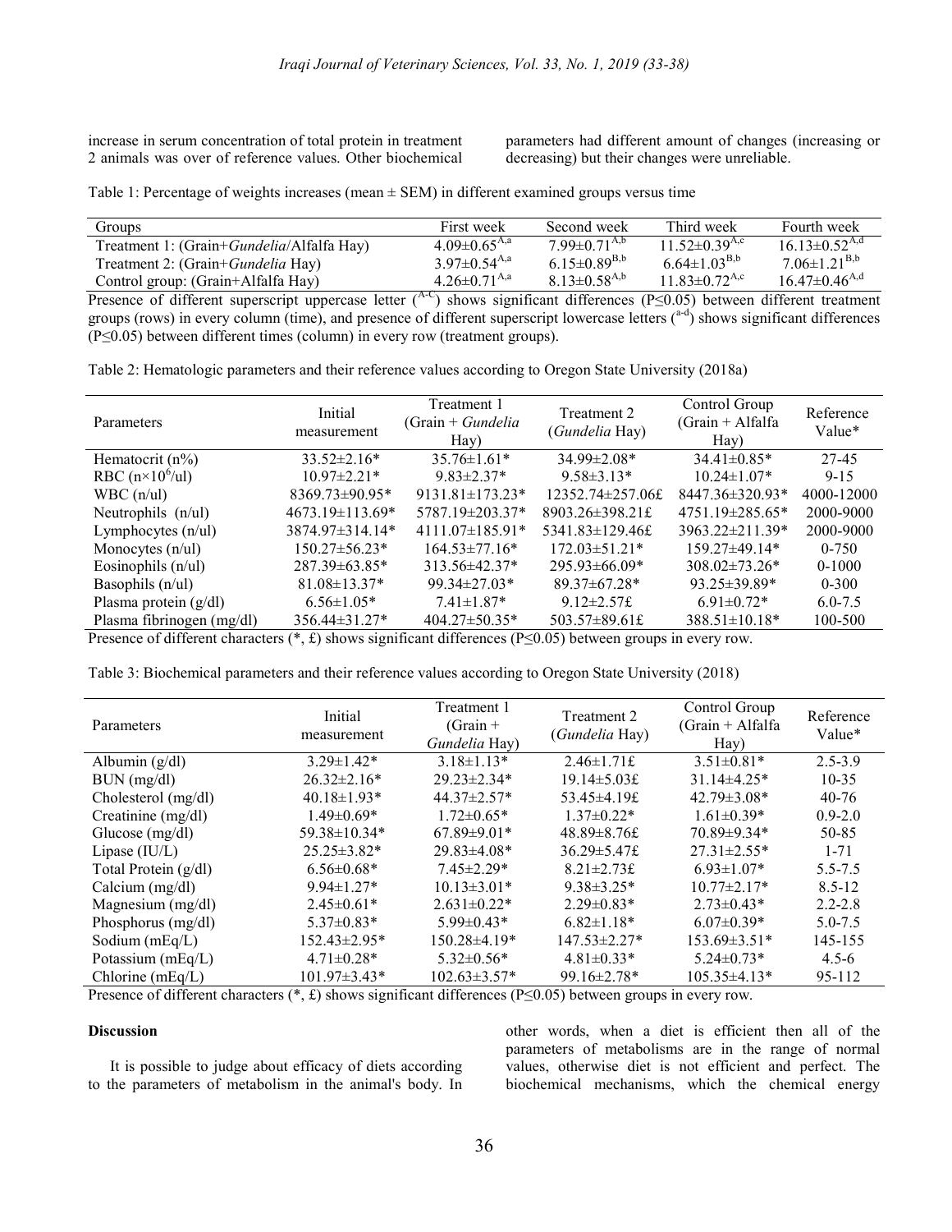increase in serum concentration of total protein in treatment 2 animals was over of reference values. Other biochemical parameters had different amount of changes (increasing or decreasing) but their changes were unreliable.

Table 1: Percentage of weights increases (mean ± SEM) in different examined groups versus time

| Groups | First week | Second week | Third week | Fourth week |
|---|---|---|---|---|
| Treatment 1: (Grain+*Gundelia*/Alfalfa Hay) | $4.09{\pm}0.65^{A,a}$ | $7.99{\pm}0.71^{A,b}$ | $11.52{\pm}0.39^{A,c}$ | $16.13{\pm}0.52^{A,d}$ |
| Treatment 2: (Grain+*Gundelia* Hay) | $3.97{\pm}0.54^{A,a}$ | $6.15{\pm}0.89^{B,b}$ | $6.64{\pm}1.03^{B,b}$ | $7.06{\pm}1.21^{B,b}$ |
| Control group: (Grain+Alfalfa Hay) | $4.26{\pm}0.71^{A,a}$ | $8.13{\pm}0.58^{A,b}$ | $11.83{\pm}0.72^{A,c}$ | $16.47{\pm}0.46^{A,d}$ |

Presence of different superscript uppercase letter ($^{A-C}$) shows significant differences (P≤0.05) between different treatment groups (rows) in every column (time), and presence of different superscript lowercase letters ($^{a-d}$) shows significant differences (P≤0.05) between different times (column) in every row (treatment groups).

Table 2: Hematologic parameters and their reference values according to Oregon State University (2018a)

| Parameters | Initial measurement | Treatment 1 (Grain + *Gundelia* Hay) | Treatment 2 (*Gundelia* Hay) | Control Group (Grain + Alfalfa Hay) | Reference Value* |
|---|---|---|---|---|---|
| Hematocrit (n%) | 33.52±2.16* | 35.76±1.61* | 34.99±2.08* | 34.41±0.85* | 27-45 |
| RBC ($n{\times}10^6$/ul) | 10.97±2.21* | 9.83±2.37* | 9.58±3.13* | 10.24±1.07* | 9-15 |
| WBC (n/ul) | 8369.73±90.95* | 9131.81±173.23* | 12352.74±257.06£ | 8447.36±320.93* | 4000-12000 |
| Neutrophils (n/ul) | 4673.19±113.69* | 5787.19±203.37* | 8903.26±398.21£ | 4751.19±285.65* | 2000-9000 |
| Lymphocytes (n/ul) | 3874.97±314.14* | 4111.07±185.91* | 5341.83±129.46£ | 3963.22±211.39* | 2000-9000 |
| Monocytes (n/ul) | 150.27±56.23* | 164.53±77.16* | 172.03±51.21* | 159.27±49.14* | 0-750 |
| Eosinophils (n/ul) | 287.39±63.85* | 313.56±42.37* | 295.93±66.09* | 308.02±73.26* | 0-1000 |
| Basophils (n/ul) | 81.08±13.37* | 99.34±27.03* | 89.37±67.28* | 93.25±39.89* | 0-300 |
| Plasma protein (g/dl) | 6.56±1.05* | 7.41±1.87* | 9.12±2.57£ | 6.91±0.72* | 6.0-7.5 |
| Plasma fibrinogen (mg/dl) | 356.44±31.27* | 404.27±50.35* | 503.57±89.61£ | 388.51±10.18* | 100-500 |

Presence of different characters (*, £) shows significant differences (P≤0.05) between groups in every row.

Table 3: Biochemical parameters and their reference values according to Oregon State University (2018)

| Parameters | Initial measurement | Treatment 1 (Grain + *Gundelia* Hay) | Treatment 2 (*Gundelia* Hay) | Control Group (Grain + Alfalfa Hay) | Reference Value* |
|---|---|---|---|---|---|
| Albumin (g/dl) | 3.29±1.42* | 3.18±1.13* | 2.46±1.71£ | 3.51±0.81* | 2.5-3.9 |
| BUN (mg/dl) | 26.32±2.16* | 29.23±2.34* | 19.14±5.03£ | 31.14±4.25* | 10-35 |
| Cholesterol (mg/dl) | 40.18±1.93* | 44.37±2.57* | 53.45±4.19£ | 42.79±3.08* | 40-76 |
| Creatinine (mg/dl) | 1.49±0.69* | 1.72±0.65* | 1.37±0.22* | 1.61±0.39* | 0.9-2.0 |
| Glucose (mg/dl) | 59.38±10.34* | 67.89±9.01* | 48.89±8.76£ | 70.89±9.34* | 50-85 |
| Lipase (IU/L) | 25.25±3.82* | 29.83±4.08* | 36.29±5.47£ | 27.31±2.55* | 1-71 |
| Total Protein (g/dl) | 6.56±0.68* | 7.45±2.29* | 8.21±2.73£ | 6.93±1.07* | 5.5-7.5 |
| Calcium (mg/dl) | 9.94±1.27* | 10.13±3.01* | 9.38±3.25* | 10.77±2.17* | 8.5-12 |
| Magnesium (mg/dl) | 2.45±0.61* | 2.631±0.22* | 2.29±0.83* | 2.73±0.43* | 2.2-2.8 |
| Phosphorus (mg/dl) | 5.37±0.83* | 5.99±0.43* | 6.82±1.18* | 6.07±0.39* | 5.0-7.5 |
| Sodium (mEq/L) | 152.43±2.95* | 150.28±4.19* | 147.53±2.27* | 153.69±3.51* | 145-155 |
| Potassium (mEq/L) | 4.71±0.28* | 5.32±0.56* | 4.81±0.33* | 5.24±0.73* | 4.5-6 |
| Chlorine (mEq/L) | 101.97±3.43* | 102.63±3.57* | 99.16±2.78* | 105.35±4.13* | 95-112 |

Presence of different characters (*, £) shows significant differences (P≤0.05) between groups in every row.

## Discussion

It is possible to judge about efficacy of diets according to the parameters of metabolism in the animal's body. In other words, when a diet is efficient then all of the parameters of metabolisms are in the range of normal values, otherwise diet is not efficient and perfect. The biochemical mechanisms, which the chemical energy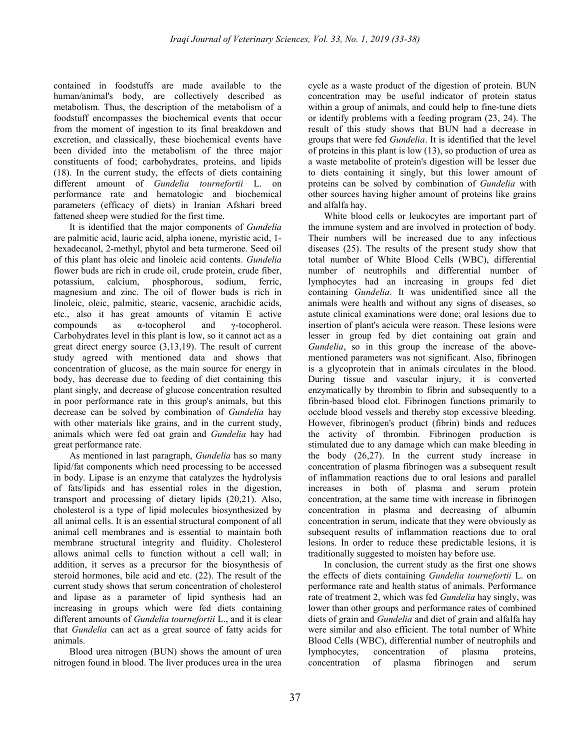contained in foodstuffs are made available to the human/animal's body, are collectively described as metabolism. Thus, the description of the metabolism of a foodstuff encompasses the biochemical events that occur from the moment of ingestion to its final breakdown and excretion, and classically, these biochemical events have been divided into the metabolism of the three major constituents of food; carbohydrates, proteins, and lipids (18). In the current study, the effects of diets containing different amount of *Gundelia tournefortii* L. on performance rate and hematologic and biochemical parameters (efficacy of diets) in Iranian Afshari breed fattened sheep were studied for the first time.

It is identified that the major components of *Gundelia* are palmitic acid, lauric acid, alpha ionene, myristic acid, 1-hexadecanol, 2-methyl, phytol and beta turmerone. Seed oil of this plant has oleic and linoleic acid contents. *Gundelia* flower buds are rich in crude oil, crude protein, crude fiber, potassium, calcium, phosphorous, sodium, ferric, magnesium and zinc. The oil of flower buds is rich in linoleic, oleic, palmitic, stearic, vacsenic, arachidic acids, etc., also it has great amounts of vitamin E active compounds as α-tocopherol and γ-tocopherol. Carbohydrates level in this plant is low, so it cannot act as a great direct energy source (3,13,19). The result of current study agreed with mentioned data and shows that concentration of glucose, as the main source for energy in body, has decrease due to feeding of diet containing this plant singly, and decrease of glucose concentration resulted in poor performance rate in this group's animals, but this decrease can be solved by combination of *Gundelia* hay with other materials like grains, and in the current study, animals which were fed oat grain and *Gundelia* hay had great performance rate.

As mentioned in last paragraph, *Gundelia* has so many lipid/fat components which need processing to be accessed in body. Lipase is an enzyme that catalyzes the hydrolysis of fats/lipids and has essential roles in the digestion, transport and processing of dietary lipids (20,21). Also, cholesterol is a type of lipid molecules biosynthesized by all animal cells. It is an essential structural component of all animal cell membranes and is essential to maintain both membrane structural integrity and fluidity. Cholesterol allows animal cells to function without a cell wall; in addition, it serves as a precursor for the biosynthesis of steroid hormones, bile acid and etc. (22). The result of the current study shows that serum concentration of cholesterol and lipase as a parameter of lipid synthesis had an increasing in groups which were fed diets containing different amounts of *Gundelia tournefortii* L., and it is clear that *Gundelia* can act as a great source of fatty acids for animals.

Blood urea nitrogen (BUN) shows the amount of urea nitrogen found in blood. The liver produces urea in the urea cycle as a waste product of the digestion of protein. BUN concentration may be useful indicator of protein status within a group of animals, and could help to fine-tune diets or identify problems with a feeding program (23, 24). The result of this study shows that BUN had a decrease in groups that were fed *Gundelia*. It is identified that the level of proteins in this plant is low (13), so production of urea as a waste metabolite of protein's digestion will be lesser due to diets containing it singly, but this lower amount of proteins can be solved by combination of *Gundelia* with other sources having higher amount of proteins like grains and alfalfa hay.

White blood cells or leukocytes are important part of the immune system and are involved in protection of body. Their numbers will be increased due to any infectious diseases (25). The results of the present study show that total number of White Blood Cells (WBC), differential number of neutrophils and differential number of lymphocytes had an increasing in groups fed diet containing *Gundelia*. It was unidentified since all the animals were health and without any signs of diseases, so astute clinical examinations were done; oral lesions due to insertion of plant's acicula were reason. These lesions were lesser in group fed by diet containing oat grain and *Gundelia*, so in this group the increase of the above-mentioned parameters was not significant. Also, fibrinogen is a glycoprotein that in animals circulates in the blood. During tissue and vascular injury, it is converted enzymatically by thrombin to fibrin and subsequently to a fibrin-based blood clot. Fibrinogen functions primarily to occlude blood vessels and thereby stop excessive bleeding. However, fibrinogen's product (fibrin) binds and reduces the activity of thrombin. Fibrinogen production is stimulated due to any damage which can make bleeding in the body (26,27). In the current study increase in concentration of plasma fibrinogen was a subsequent result of inflammation reactions due to oral lesions and parallel increases in both of plasma and serum protein concentration, at the same time with increase in fibrinogen concentration in plasma and decreasing of albumin concentration in serum, indicate that they were obviously as subsequent results of inflammation reactions due to oral lesions. In order to reduce these predictable lesions, it is traditionally suggested to moisten hay before use.

In conclusion, the current study as the first one shows the effects of diets containing *Gundelia tournefortii* L. on performance rate and health status of animals. Performance rate of treatment 2, which was fed *Gundelia* hay singly, was lower than other groups and performance rates of combined diets of grain and *Gundelia* and diet of grain and alfalfa hay were similar and also efficient. The total number of White Blood Cells (WBC), differential number of neutrophils and lymphocytes, concentration of plasma proteins, concentration of plasma fibrinogen and serum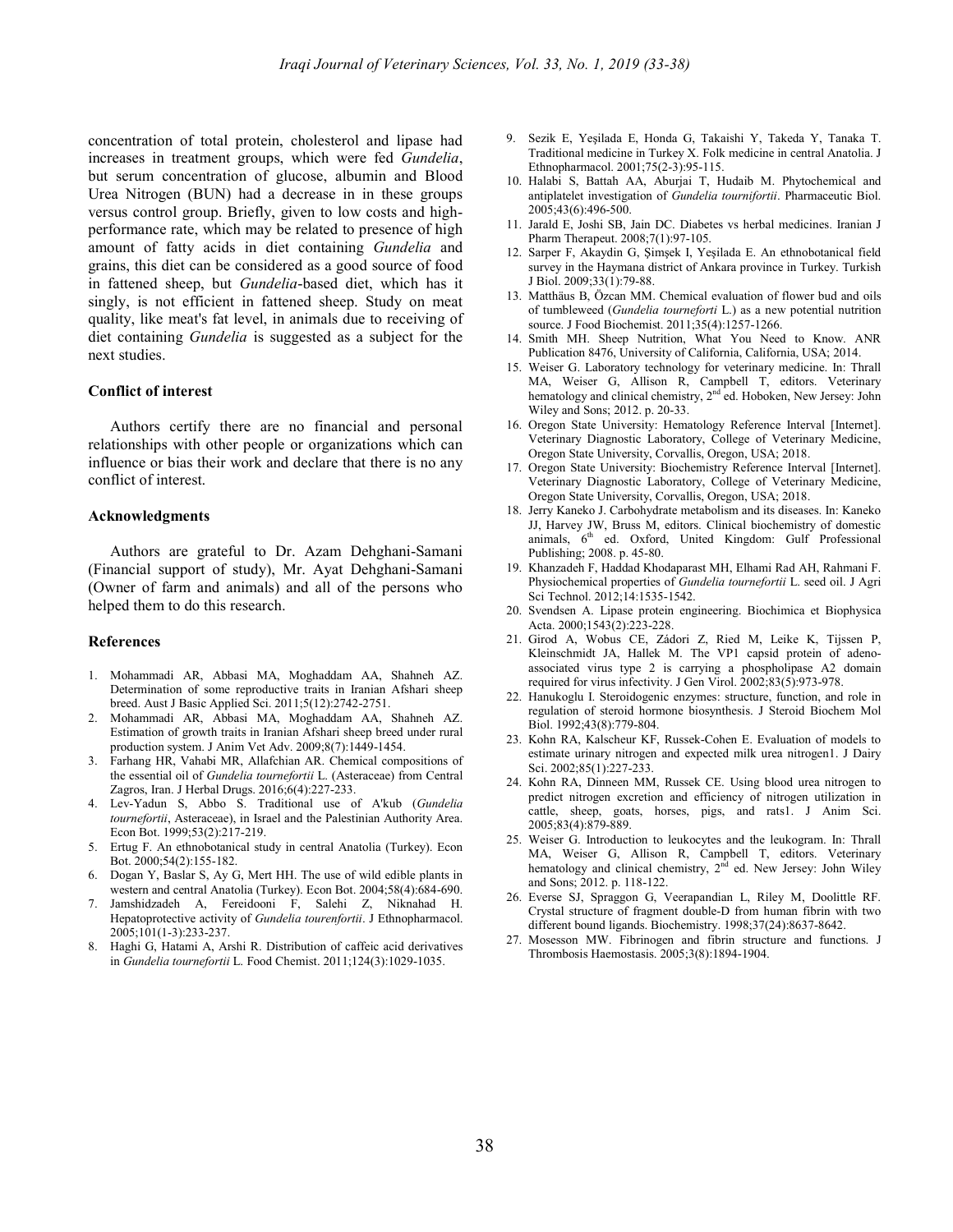concentration of total protein, cholesterol and lipase had increases in treatment groups, which were fed *Gundelia*, but serum concentration of glucose, albumin and Blood Urea Nitrogen (BUN) had a decrease in in these groups versus control group. Briefly, given to low costs and high-performance rate, which may be related to presence of high amount of fatty acids in diet containing *Gundelia* and grains, this diet can be considered as a good source of food in fattened sheep, but *Gundelia*-based diet, which has it singly, is not efficient in fattened sheep. Study on meat quality, like meat's fat level, in animals due to receiving of diet containing *Gundelia* is suggested as a subject for the next studies.

#### Conflict of interest

Authors certify there are no financial and personal relationships with other people or organizations which can influence or bias their work and declare that there is no any conflict of interest.

#### Acknowledgments

Authors are grateful to Dr. Azam Dehghani-Samani (Financial support of study), Mr. Ayat Dehghani-Samani (Owner of farm and animals) and all of the persons who helped them to do this research.

#### References

1. Mohammadi AR, Abbasi MA, Moghaddam AA, Shahneh AZ. Determination of some reproductive traits in Iranian Afshari sheep breed. Aust J Basic Applied Sci. 2011;5(12):2742-2751.
2. Mohammadi AR, Abbasi MA, Moghaddam AA, Shahneh AZ. Estimation of growth traits in Iranian Afshari sheep breed under rural production system. J Anim Vet Adv. 2009;8(7):1449-1454.
3. Farhang HR, Vahabi MR, Allafchian AR. Chemical compositions of the essential oil of *Gundelia tournefortii* L. (Asteraceae) from Central Zagros, Iran. J Herbal Drugs. 2016;6(4):227-233.
4. Lev-Yadun S, Abbo S. Traditional use of A'kub (*Gundelia tournefortii*, Asteraceae), in Israel and the Palestinian Authority Area. Econ Bot. 1999;53(2):217-219.
5. Ertug F. An ethnobotanical study in central Anatolia (Turkey). Econ Bot. 2000;54(2):155-182.
6. Dogan Y, Baslar S, Ay G, Mert HH. The use of wild edible plants in western and central Anatolia (Turkey). Econ Bot. 2004;58(4):684-690.
7. Jamshidzadeh A, Fereidooni F, Salehi Z, Niknahad H. Hepatoprotective activity of *Gundelia tourenfortii*. J Ethnopharmacol. 2005;101(1-3):233-237.
8. Haghi G, Hatami A, Arshi R. Distribution of caffeic acid derivatives in *Gundelia tournefortii* L. Food Chemist. 2011;124(3):1029-1035.
9. Sezik E, Yeşilada E, Honda G, Takaishi Y, Takeda Y, Tanaka T. Traditional medicine in Turkey X. Folk medicine in central Anatolia. J Ethnopharmacol. 2001;75(2-3):95-115.
10. Halabi S, Battah AA, Aburjai T, Hudaib M. Phytochemical and antiplatelet investigation of *Gundelia tournifortii*. Pharmaceutic Biol. 2005;43(6):496-500.
11. Jarald E, Joshi SB, Jain DC. Diabetes vs herbal medicines. Iranian J Pharm Therapeut. 2008;7(1):97-105.
12. Sarper F, Akaydin G, Şimşek I, Yeşilada E. An ethnobotanical field survey in the Haymana district of Ankara province in Turkey. Turkish J Biol. 2009;33(1):79-88.
13. Matthäus B, Özcan MM. Chemical evaluation of flower bud and oils of tumbleweed (*Gundelia tourneforti* L.) as a new potential nutrition source. J Food Biochemist. 2011;35(4):1257-1266.
14. Smith MH. Sheep Nutrition, What You Need to Know. ANR Publication 8476, University of California, California, USA; 2014.
15. Weiser G. Laboratory technology for veterinary medicine. In: Thrall MA, Weiser G, Allison R, Campbell T, editors. Veterinary hematology and clinical chemistry, 2nd ed. Hoboken, New Jersey: John Wiley and Sons; 2012. p. 20-33.
16. Oregon State University: Hematology Reference Interval [Internet]. Veterinary Diagnostic Laboratory, College of Veterinary Medicine, Oregon State University, Corvallis, Oregon, USA; 2018.
17. Oregon State University: Biochemistry Reference Interval [Internet]. Veterinary Diagnostic Laboratory, College of Veterinary Medicine, Oregon State University, Corvallis, Oregon, USA; 2018.
18. Jerry Kaneko J. Carbohydrate metabolism and its diseases. In: Kaneko JJ, Harvey JW, Bruss M, editors. Clinical biochemistry of domestic animals, 6th ed. Oxford, United Kingdom: Gulf Professional Publishing; 2008. p. 45-80.
19. Khanzadeh F, Haddad Khodaparast MH, Elhami Rad AH, Rahmani F. Physiochemical properties of *Gundelia tournefortii* L. seed oil. J Agri Sci Technol. 2012;14:1535-1542.
20. Svendsen A. Lipase protein engineering. Biochimica et Biophysica Acta. 2000;1543(2):223-228.
21. Girod A, Wobus CE, Zádori Z, Ried M, Leike K, Tijssen P, Kleinschmidt JA, Hallek M. The VP1 capsid protein of adeno-associated virus type 2 is carrying a phospholipase A2 domain required for virus infectivity. J Gen Virol. 2002;83(5):973-978.
22. Hanukoglu I. Steroidogenic enzymes: structure, function, and role in regulation of steroid hormone biosynthesis. J Steroid Biochem Mol Biol. 1992;43(8):779-804.
23. Kohn RA, Kalscheur KF, Russek-Cohen E. Evaluation of models to estimate urinary nitrogen and expected milk urea nitrogen1. J Dairy Sci. 2002;85(1):227-233.
24. Kohn RA, Dinneen MM, Russek CE. Using blood urea nitrogen to predict nitrogen excretion and efficiency of nitrogen utilization in cattle, sheep, goats, horses, pigs, and rats1. J Anim Sci. 2005;83(4):879-889.
25. Weiser G. Introduction to leukocytes and the leukogram. In: Thrall MA, Weiser G, Allison R, Campbell T, editors. Veterinary hematology and clinical chemistry, 2nd ed. New Jersey: John Wiley and Sons; 2012. p. 118-122.
26. Everse SJ, Spraggon G, Veerapandian L, Riley M, Doolittle RF. Crystal structure of fragment double-D from human fibrin with two different bound ligands. Biochemistry. 1998;37(24):8637-8642.
27. Mosesson MW. Fibrinogen and fibrin structure and functions. J Thrombosis Haemostasis. 2005;3(8):1894-1904.